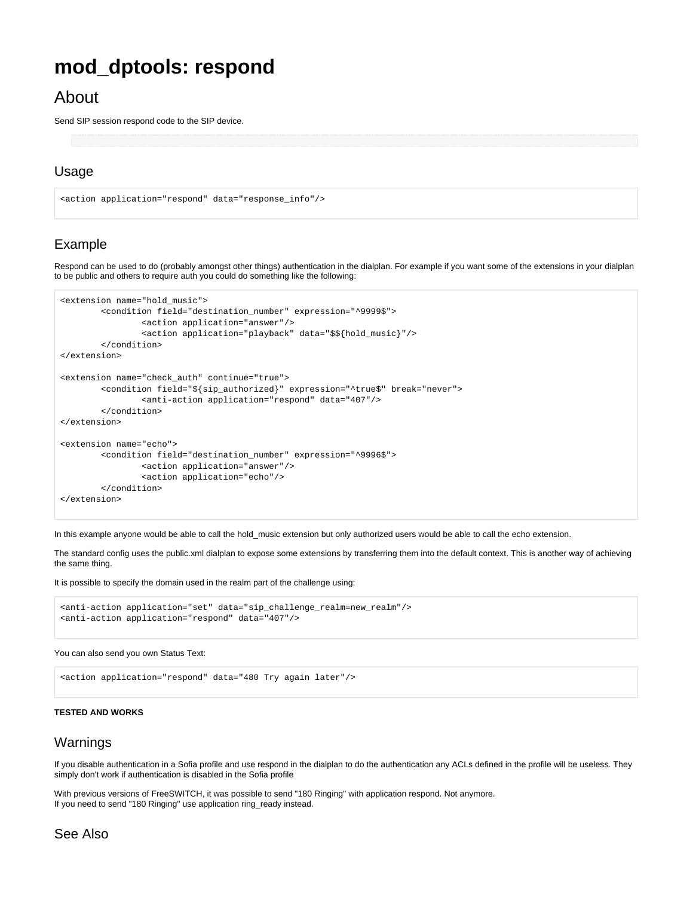# mod_dptools: respond

## About

Send SIP session respond code to the SIP device.

### Usage

```
<action application="respond" data="response_info"/>
```

### Example

Respond can be used to do (probably amongst other things) authentication in the dialplan. For example if you want some of the extensions in your dialplan to be public and others to require auth you could do something like the following:

```
<extension name="hold_music">
        <condition field="destination_number" expression="^9999$">
                <action application="answer"/>
                <action application="playback" data="$${hold_music}"/>
        </condition>
</extension>

<extension name="check_auth" continue="true">
        <condition field="${sip_authorized}" expression="^true$" break="never">
                <anti-action application="respond" data="407"/>
        </condition>
</extension>

<extension name="echo">
        <condition field="destination_number" expression="^9996$">
                <action application="answer"/>
                <action application="echo"/>
        </condition>
</extension>
```

In this example anyone would be able to call the hold_music extension but only authorized users would be able to call the echo extension.

The standard config uses the public.xml dialplan to expose some extensions by transferring them into the default context. This is another way of achieving the same thing.

It is possible to specify the domain used in the realm part of the challenge using:

```
<anti-action application="set" data="sip_challenge_realm=new_realm"/>
<anti-action application="respond" data="407"/>
```

You can also send you own Status Text:

```
<action application="respond" data="480 Try again later"/>
```

**TESTED AND WORKS**

### Warnings

If you disable authentication in a Sofia profile and use respond in the dialplan to do the authentication any ACLs defined in the profile will be useless. They simply don't work if authentication is disabled in the Sofia profile

With previous versions of FreeSWITCH, it was possible to send "180 Ringing" with application respond. Not anymore.
If you need to send "180 Ringing" use application ring_ready instead.

### See Also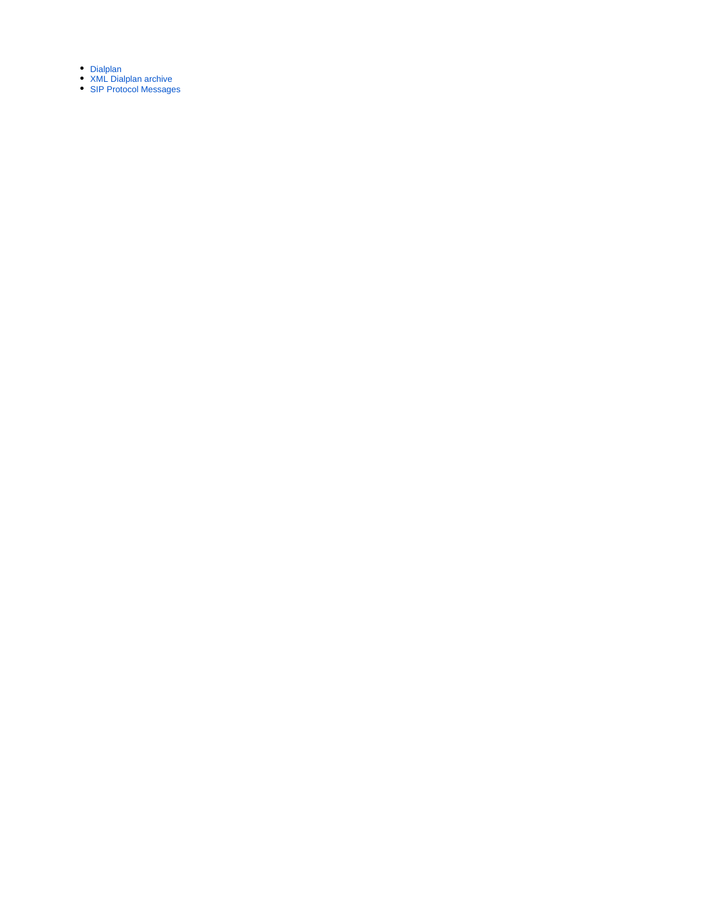- Dialplan
- XML Dialplan archive
- SIP Protocol Messages